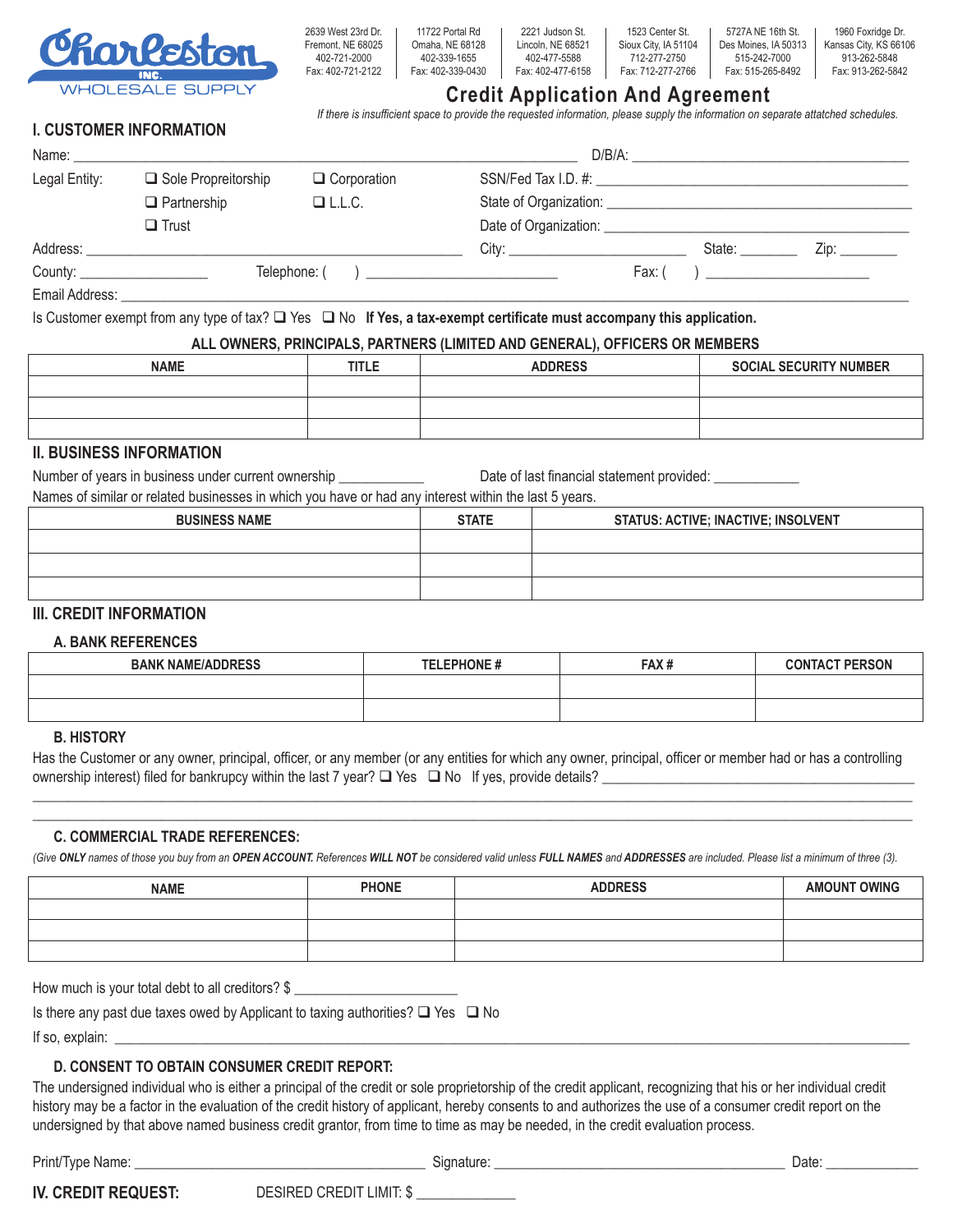**Charleston Inc. WHOLESALE SUPPLY**

| 2639 West 23rd Dr. Fremont, NE 68025 402-721-2000 Fax: 402-721-2122 | 11722 Portal Rd Omaha, NE 68128 402-339-1655 Fax: 402-339-0430 | 2221 Judson St. Lincoln, NE 68521 402-477-5588 Fax: 402-477-6158 | 1523 Center St. Sioux City, IA 51104 712-277-2750 Fax: 712-277-2766 | 5727A NE 16th St. Des Moines, IA 50313 515-242-7000 Fax: 515-265-8492 | 1960 Foxridge Dr. Kansas City, KS 66106 913-262-5848 Fax: 913-262-5842 |
|---|---|---|---|---|---|

# Credit Application And Agreement

*If there is insufficient space to provide the requested information, please supply the information on separate attatched schedules.*

## I. CUSTOMER INFORMATION

Name: ______________________________ D/B/A: ______________________________

Legal Entity: ❑ Sole Propreitorship ❑ Corporation SSN/Fed Tax I.D. #: ______________________________

❑ Partnership ❑ L.L.C. State of Organization: ______________________________

❑ Trust Date of Organization: ______________________________

Address: ______________________________ City: ______________ State: ________ Zip: ________

County: ______________ Telephone: ( ) ______________ Fax: ( ) ______________

Email Address: ______________________________

Is Customer exempt from any type of tax? ❑ Yes ❑ No **If Yes, a tax-exempt certificate must accompany this application.**

**ALL OWNERS, PRINCIPALS, PARTNERS (LIMITED AND GENERAL), OFFICERS OR MEMBERS**

| NAME | TITLE | ADDRESS | SOCIAL SECURITY NUMBER |
|---|---|---|---|
| | | | |
| | | | |
| | | | |

## II. BUSINESS INFORMATION

Number of years in business under current ownership ___________ Date of last financial statement provided: ___________

Names of similar or related businesses in which you have or had any interest within the last 5 years.

| BUSINESS NAME | STATE | STATUS: ACTIVE; INACTIVE; INSOLVENT |
|---|---|---|
| | | |
| | | |
| | | |

## III. CREDIT INFORMATION

### A. BANK REFERENCES

| BANK NAME/ADDRESS | TELEPHONE # | FAX # | CONTACT PERSON |
|---|---|---|---|
| | | | |
| | | | |

### B. HISTORY

Has the Customer or any owner, principal, officer, or any member (or any entities for which any owner, principal, officer or member had or has a controlling ownership interest) filed for bankrupcy within the last 7 year? ❑ Yes ❑ No If yes, provide details? ______________________________

______________________________

______________________________

### C. COMMERCIAL TRADE REFERENCES:

*(Give **ONLY** names of those you buy from an **OPEN ACCOUNT.** References **WILL NOT** be considered valid unless **FULL NAMES** and **ADDRESSES** are included. Please list a minimum of three (3).*

| NAME | PHONE | ADDRESS | AMOUNT OWING |
|---|---|---|---|
| | | | |
| | | | |
| | | | |

How much is your total debt to all creditors? $ ______________

Is there any past due taxes owed by Applicant to taxing authorities? ❑ Yes ❑ No

If so, explain: ______________________________

### D. CONSENT TO OBTAIN CONSUMER CREDIT REPORT:

The undersigned individual who is either a principal of the credit or sole proprietorship of the credit applicant, recognizing that his or her individual credit history may be a factor in the evaluation of the credit history of applicant, hereby consents to and authorizes the use of a consumer credit report on the undersigned by that above named business credit grantor, from time to time as may be needed, in the credit evaluation process.

Print/Type Name: ______________________ Signature: ______________________ Date: ____________

## IV. CREDIT REQUEST: DESIRED CREDIT LIMIT: $ ____________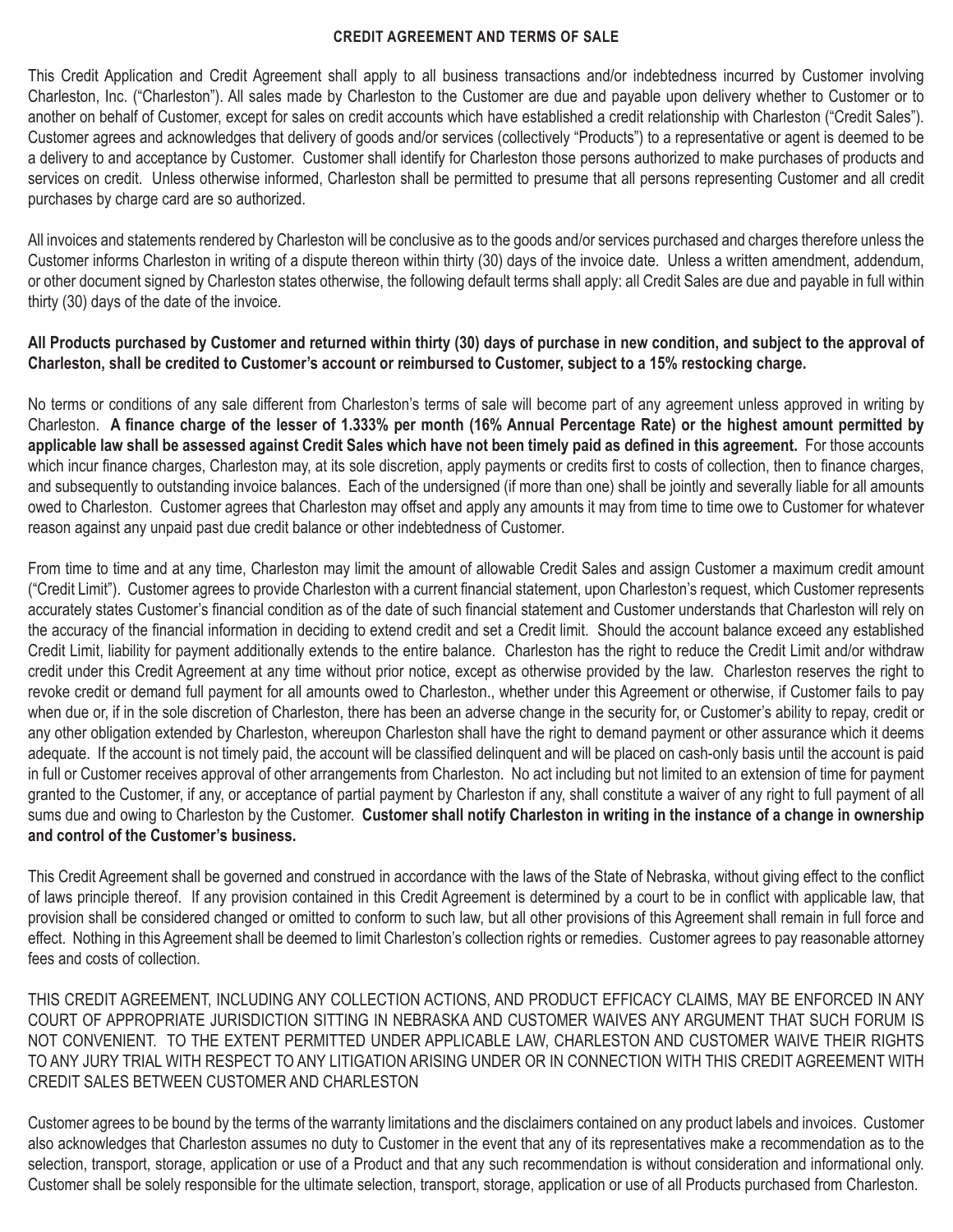# CREDIT AGREEMENT AND TERMS OF SALE

This Credit Application and Credit Agreement shall apply to all business transactions and/or indebtedness incurred by Customer involving Charleston, Inc. ("Charleston"). All sales made by Charleston to the Customer are due and payable upon delivery whether to Customer or to another on behalf of Customer, except for sales on credit accounts which have established a credit relationship with Charleston ("Credit Sales"). Customer agrees and acknowledges that delivery of goods and/or services (collectively "Products") to a representative or agent is deemed to be a delivery to and acceptance by Customer. Customer shall identify for Charleston those persons authorized to make purchases of products and services on credit. Unless otherwise informed, Charleston shall be permitted to presume that all persons representing Customer and all credit purchases by charge card are so authorized.

All invoices and statements rendered by Charleston will be conclusive as to the goods and/or services purchased and charges therefore unless the Customer informs Charleston in writing of a dispute thereon within thirty (30) days of the invoice date. Unless a written amendment, addendum, or other document signed by Charleston states otherwise, the following default terms shall apply: all Credit Sales are due and payable in full within thirty (30) days of the date of the invoice.

**All Products purchased by Customer and returned within thirty (30) days of purchase in new condition, and subject to the approval of Charleston, shall be credited to Customer's account or reimbursed to Customer, subject to a 15% restocking charge.**

No terms or conditions of any sale different from Charleston's terms of sale will become part of any agreement unless approved in writing by Charleston. **A finance charge of the lesser of 1.333% per month (16% Annual Percentage Rate) or the highest amount permitted by applicable law shall be assessed against Credit Sales which have not been timely paid as defined in this agreement.** For those accounts which incur finance charges, Charleston may, at its sole discretion, apply payments or credits first to costs of collection, then to finance charges, and subsequently to outstanding invoice balances. Each of the undersigned (if more than one) shall be jointly and severally liable for all amounts owed to Charleston. Customer agrees that Charleston may offset and apply any amounts it may from time to time owe to Customer for whatever reason against any unpaid past due credit balance or other indebtedness of Customer.

From time to time and at any time, Charleston may limit the amount of allowable Credit Sales and assign Customer a maximum credit amount ("Credit Limit"). Customer agrees to provide Charleston with a current financial statement, upon Charleston's request, which Customer represents accurately states Customer's financial condition as of the date of such financial statement and Customer understands that Charleston will rely on the accuracy of the financial information in deciding to extend credit and set a Credit limit. Should the account balance exceed any established Credit Limit, liability for payment additionally extends to the entire balance. Charleston has the right to reduce the Credit Limit and/or withdraw credit under this Credit Agreement at any time without prior notice, except as otherwise provided by the law. Charleston reserves the right to revoke credit or demand full payment for all amounts owed to Charleston., whether under this Agreement or otherwise, if Customer fails to pay when due or, if in the sole discretion of Charleston, there has been an adverse change in the security for, or Customer's ability to repay, credit or any other obligation extended by Charleston, whereupon Charleston shall have the right to demand payment or other assurance which it deems adequate. If the account is not timely paid, the account will be classified delinquent and will be placed on cash-only basis until the account is paid in full or Customer receives approval of other arrangements from Charleston. No act including but not limited to an extension of time for payment granted to the Customer, if any, or acceptance of partial payment by Charleston if any, shall constitute a waiver of any right to full payment of all sums due and owing to Charleston by the Customer. **Customer shall notify Charleston in writing in the instance of a change in ownership and control of the Customer's business.**

This Credit Agreement shall be governed and construed in accordance with the laws of the State of Nebraska, without giving effect to the conflict of laws principle thereof. If any provision contained in this Credit Agreement is determined by a court to be in conflict with applicable law, that provision shall be considered changed or omitted to conform to such law, but all other provisions of this Agreement shall remain in full force and effect. Nothing in this Agreement shall be deemed to limit Charleston's collection rights or remedies. Customer agrees to pay reasonable attorney fees and costs of collection.

THIS CREDIT AGREEMENT, INCLUDING ANY COLLECTION ACTIONS, AND PRODUCT EFFICACY CLAIMS, MAY BE ENFORCED IN ANY COURT OF APPROPRIATE JURISDICTION SITTING IN NEBRASKA AND CUSTOMER WAIVES ANY ARGUMENT THAT SUCH FORUM IS NOT CONVENIENT. TO THE EXTENT PERMITTED UNDER APPLICABLE LAW, CHARLESTON AND CUSTOMER WAIVE THEIR RIGHTS TO ANY JURY TRIAL WITH RESPECT TO ANY LITIGATION ARISING UNDER OR IN CONNECTION WITH THIS CREDIT AGREEMENT WITH CREDIT SALES BETWEEN CUSTOMER AND CHARLESTON

Customer agrees to be bound by the terms of the warranty limitations and the disclaimers contained on any product labels and invoices. Customer also acknowledges that Charleston assumes no duty to Customer in the event that any of its representatives make a recommendation as to the selection, transport, storage, application or use of a Product and that any such recommendation is without consideration and informational only. Customer shall be solely responsible for the ultimate selection, transport, storage, application or use of all Products purchased from Charleston.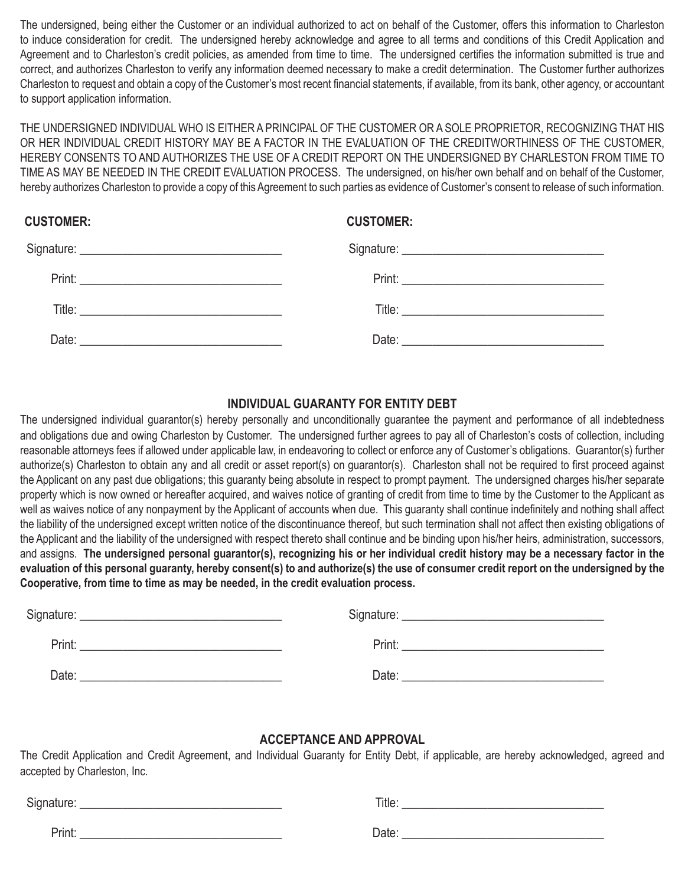The undersigned, being either the Customer or an individual authorized to act on behalf of the Customer, offers this information to Charleston to induce consideration for credit. The undersigned hereby acknowledge and agree to all terms and conditions of this Credit Application and Agreement and to Charleston's credit policies, as amended from time to time. The undersigned certifies the information submitted is true and correct, and authorizes Charleston to verify any information deemed necessary to make a credit determination. The Customer further authorizes Charleston to request and obtain a copy of the Customer's most recent financial statements, if available, from its bank, other agency, or accountant to support application information.

THE UNDERSIGNED INDIVIDUAL WHO IS EITHER A PRINCIPAL OF THE CUSTOMER OR A SOLE PROPRIETOR, RECOGNIZING THAT HIS OR HER INDIVIDUAL CREDIT HISTORY MAY BE A FACTOR IN THE EVALUATION OF THE CREDITWORTHINESS OF THE CUSTOMER, HEREBY CONSENTS TO AND AUTHORIZES THE USE OF A CREDIT REPORT ON THE UNDERSIGNED BY CHARLESTON FROM TIME TO TIME AS MAY BE NEEDED IN THE CREDIT EVALUATION PROCESS. The undersigned, on his/her own behalf and on behalf of the Customer, hereby authorizes Charleston to provide a copy of this Agreement to such parties as evidence of Customer's consent to release of such information.

**CUSTOMER:**

Signature: ________________________________

Print: ________________________________

Title: ________________________________

Date: ________________________________

**CUSTOMER:**

Signature: ________________________________

Print: ________________________________

Title: ________________________________

Date: ________________________________

## INDIVIDUAL GUARANTY FOR ENTITY DEBT

The undersigned individual guarantor(s) hereby personally and unconditionally guarantee the payment and performance of all indebtedness and obligations due and owing Charleston by Customer. The undersigned further agrees to pay all of Charleston's costs of collection, including reasonable attorneys fees if allowed under applicable law, in endeavoring to collect or enforce any of Customer's obligations. Guarantor(s) further authorize(s) Charleston to obtain any and all credit or asset report(s) on guarantor(s). Charleston shall not be required to first proceed against the Applicant on any past due obligations; this guaranty being absolute in respect to prompt payment. The undersigned charges his/her separate property which is now owned or hereafter acquired, and waives notice of granting of credit from time to time by the Customer to the Applicant as well as waives notice of any nonpayment by the Applicant of accounts when due. This guaranty shall continue indefinitely and nothing shall affect the liability of the undersigned except written notice of the discontinuance thereof, but such termination shall not affect then existing obligations of the Applicant and the liability of the undersigned with respect thereto shall continue and be binding upon his/her heirs, administration, successors, and assigns. **The undersigned personal guarantor(s), recognizing his or her individual credit history may be a necessary factor in the evaluation of this personal guaranty, hereby consent(s) to and authorize(s) the use of consumer credit report on the undersigned by the Cooperative, from time to time as may be needed, in the credit evaluation process.**

Signature: ________________________________

Print: ________________________________

Date: ________________________________

Signature: ________________________________

Print: ________________________________

Date: ________________________________

## ACCEPTANCE AND APPROVAL

The Credit Application and Credit Agreement, and Individual Guaranty for Entity Debt, if applicable, are hereby acknowledged, agreed and accepted by Charleston, Inc.

Signature: ________________________________

Print: ________________________________

Title: ________________________________

Date: ________________________________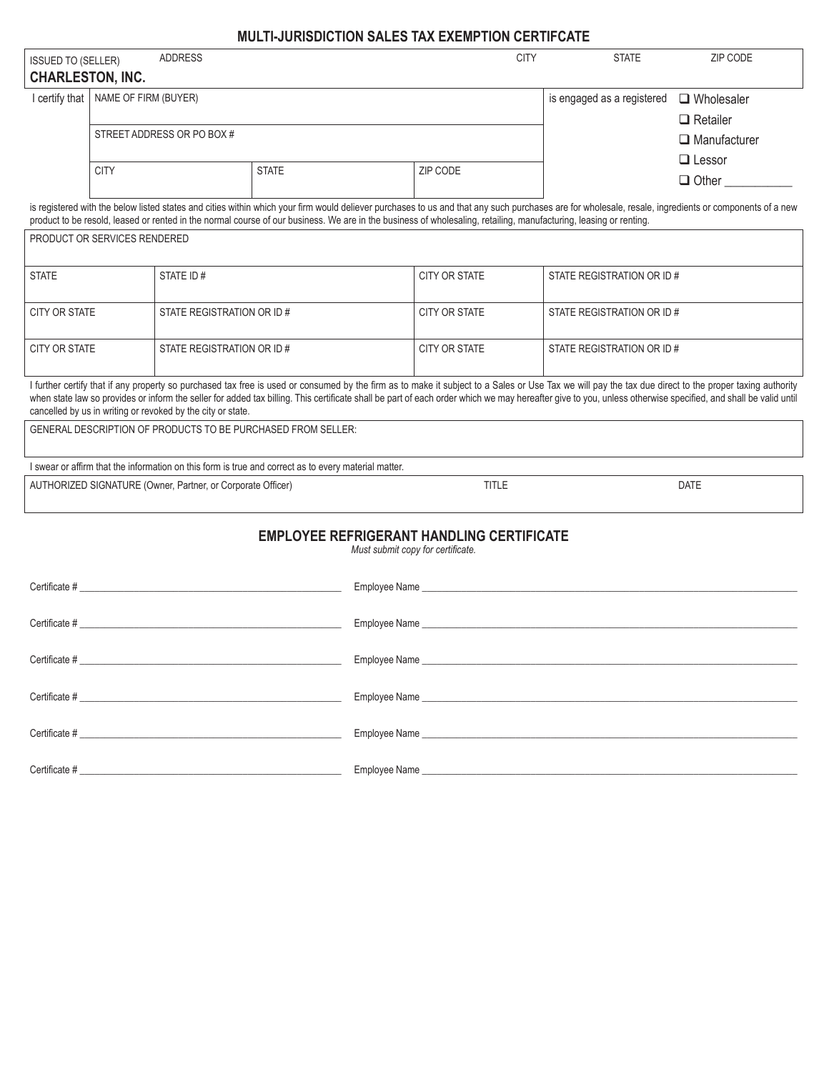## MULTI-JURISDICTION SALES TAX EXEMPTION CERTIFCATE

| ISSUED TO (SELLER) **CHARLESTON, INC.** | ADDRESS | CITY | STATE | ZIP CODE |
|---|---|---|---|---|

| I certify that | NAME OF FIRM (BUYER) | | | is engaged as a registered | ☐ Wholesaler |
|---|---|---|---|---|---|
| | | | | | ☐ Retailer |
| | STREET ADDRESS OR PO BOX # | | | | ☐ Manufacturer |
| | | | | | ☐ Lessor |
| | CITY | STATE | ZIP CODE | | ☐ Other ___________ |

is registered with the below listed states and cities within which your firm would deliever purchases to us and that any such purchases are for wholesale, resale, ingredients or components of a new product to be resold, leased or rented in the normal course of our business. We are in the business of wholesaling, retailing, manufacturing, leasing or renting.

| PRODUCT OR SERVICES RENDERED | | | |
|---|---|---|---|
| STATE | STATE ID # | CITY OR STATE | STATE REGISTRATION OR ID # |
| CITY OR STATE | STATE REGISTRATION OR ID # | CITY OR STATE | STATE REGISTRATION OR ID # |
| CITY OR STATE | STATE REGISTRATION OR ID # | CITY OR STATE | STATE REGISTRATION OR ID # |

I further certify that if any property so purchased tax free is used or consumed by the firm as to make it subject to a Sales or Use Tax we will pay the tax due direct to the proper taxing authority when state law so provides or inform the seller for added tax billing. This certificate shall be part of each order which we may hereafter give to you, unless otherwise specified, and shall be valid until cancelled by us in writing or revoked by the city or state.

GENERAL DESCRIPTION OF PRODUCTS TO BE PURCHASED FROM SELLER:

I swear or affirm that the information on this form is true and correct as to every material matter.

| AUTHORIZED SIGNATURE (Owner, Partner, or Corporate Officer) | TITLE | DATE |
|---|---|---|

## EMPLOYEE REFRIGERANT HANDLING CERTIFICATE

*Must submit copy for certificate.*

Certificate # ____________________ Employee Name ____________________

Certificate # ____________________ Employee Name ____________________

Certificate # ____________________ Employee Name ____________________

Certificate # ____________________ Employee Name ____________________

Certificate # ____________________ Employee Name ____________________

Certificate # ____________________ Employee Name ____________________